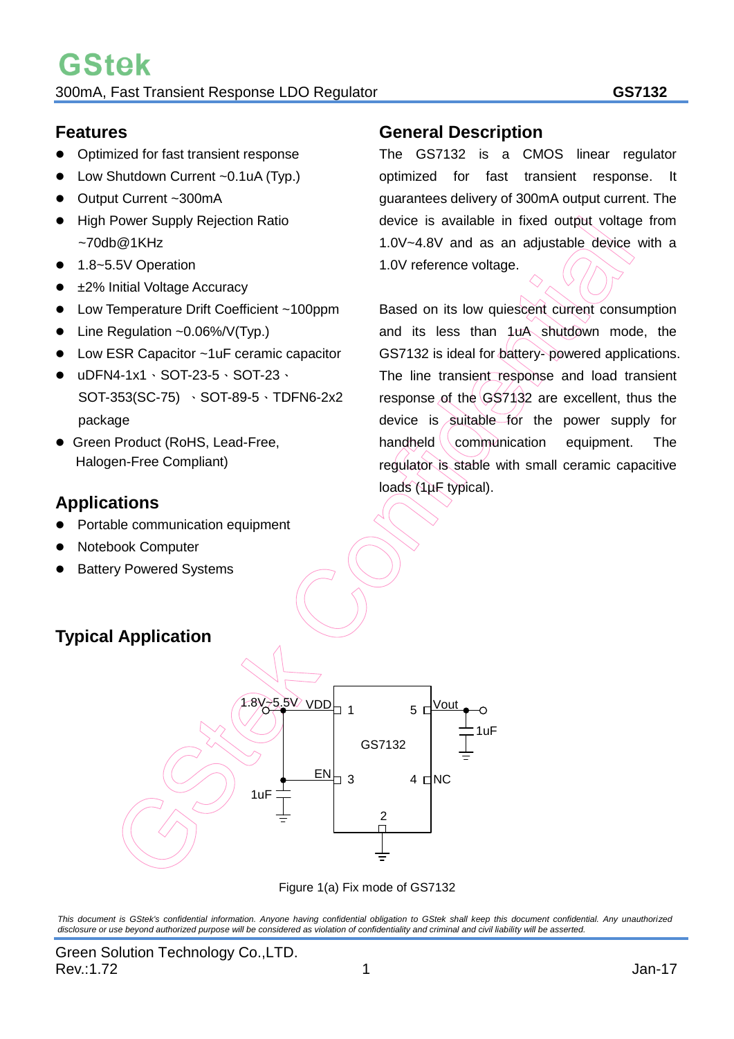# GStek

300mA, Fast Transient Response LDO Regulator **GS7132**

## Features

- Optimized for fast transient response
- Low Shutdown Current ~0.1uA (Typ.)
- Output Current ~300mA
- High Power Supply Rejection Ratio ~70db@1KHz
- 1.8~5.5V Operation
- ±2% Initial Voltage Accuracy
- Low Temperature Drift Coefficient ~100ppm
- Line Regulation ~0.06%/V(Typ.)
- Low ESR Capacitor ~1uF ceramic capacitor
- uDFN4-1x1、SOT-23-5、SOT-23、SOT-353(SC-75) 、SOT-89-5、TDFN6-2x2 package
- Green Product (RoHS, Lead-Free, Halogen-Free Compliant)

## Applications

- Portable communication equipment
- Notebook Computer
- Battery Powered Systems

## General Description

The GS7132 is a CMOS linear regulator optimized for fast transient response. It guarantees delivery of 300mA output current. The device is available in fixed output voltage from 1.0V~4.8V and as an adjustable device with a 1.0V reference voltage.

Based on its low quiescent current consumption and its less than 1uA shutdown mode, the GS7132 is ideal for battery- powered applications. The line transient response and load transient response of the GS7132 are excellent, thus the device is suitable for the power supply for handheld communication equipment. The regulator is stable with small ceramic capacitive loads (1μF typical).

## Typical Application

1.8V~5.5V VDD 1 | GS7132 | 5 Vout | 1uF | EN 3 | 4 NC | 2 | 1uF

Figure 1(a) Fix mode of GS7132

*This document is GStek's confidential information. Anyone having confidential obligation to GStek shall keep this document confidential. Any unauthorized disclosure or use beyond authorized purpose will be considered as violation of confidentiality and criminal and civil liability will be asserted.*

Green Solution Technology Co.,LTD.
Rev.:1.72 Jan-17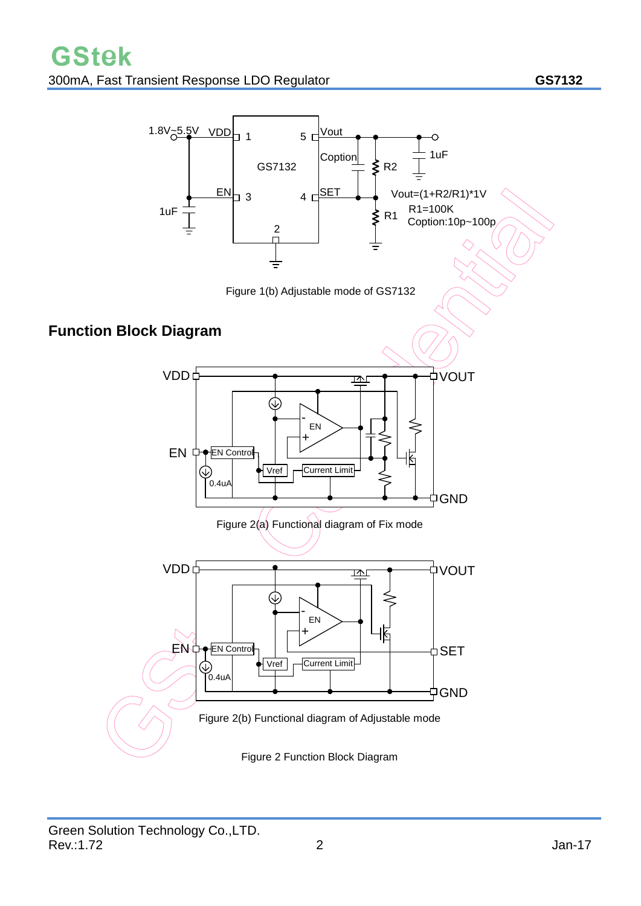Vout=(1+R2/R1)*1V

R1=100K

Coption:10p~100p

Figure 1(b) Adjustable mode of GS7132

## Function Block Diagram

Figure 2(a) Functional diagram of Fix mode

Figure 2(b) Functional diagram of Adjustable mode

Figure 2 Function Block Diagram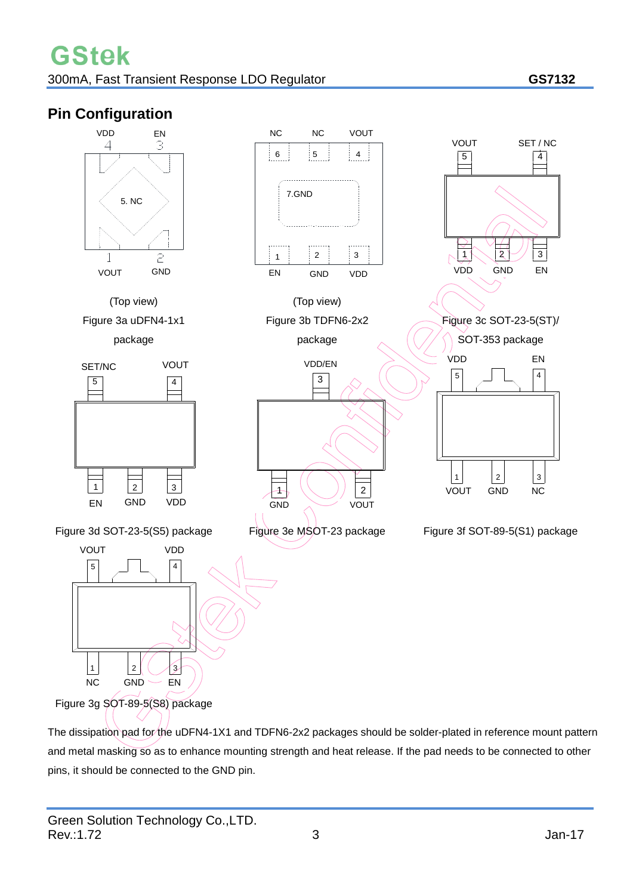## Pin Configuration

VDD EN

4 3

5. NC

1 2

VOUT GND

(Top view)

Figure 3a uDFN4-1x1 package

NC NC VOUT

6 5 4

7.GND

1 2 3

EN GND VDD

(Top view)

Figure 3b TDFN6-2x2 package

VOUT SET / NC

5 4

1 2 3

VDD GND EN

Figure 3c SOT-23-5(ST)/ SOT-353 package

SET/NC VOUT

5 4

1 2 3

EN GND VDD

Figure 3d SOT-23-5(S5) package

VDD/EN

3

1 2

GND VOUT

Figure 3e MSOT-23 package

VDD EN

5 4

1 2 3

VOUT GND NC

Figure 3f SOT-89-5(S1) package

VOUT VDD

5 4

1 2 3

NC GND EN

Figure 3g SOT-89-5(S8) package

The dissipation pad for the uDFN4-1X1 and TDFN6-2x2 packages should be solder-plated in reference mount pattern and metal masking so as to enhance mounting strength and heat release. If the pad needs to be connected to other pins, it should be connected to the GND pin.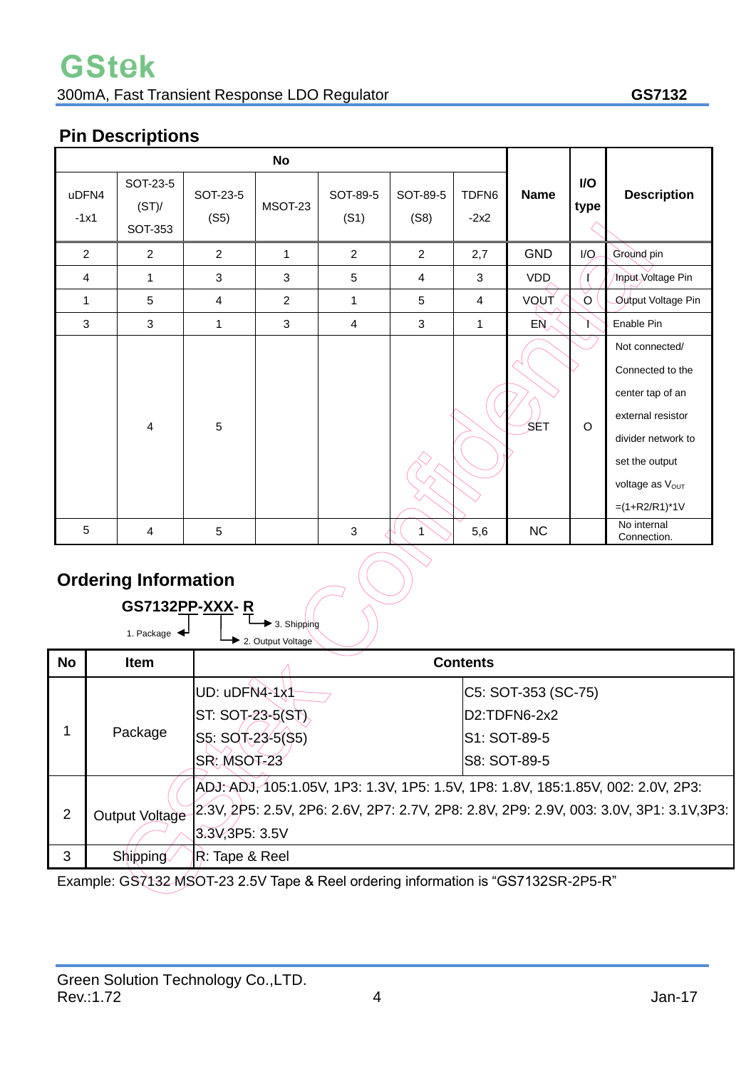## Pin Descriptions

| No | | | | | | | Name | I/O type | Description |
|---|---|---|---|---|---|---|---|---|---|
| uDFN4 -1x1 | SOT-23-5 (ST)/ SOT-353 | SOT-23-5 (S5) | MSOT-23 | SOT-89-5 (S1) | SOT-89-5 (S8) | TDFN6 -2x2 | | | |
| 2 | 2 | 2 | 1 | 2 | 2 | 2,7 | GND | I/O | Ground pin |
| 4 | 1 | 3 | 3 | 5 | 4 | 3 | VDD | I | Input Voltage Pin |
| 1 | 5 | 4 | 2 | 1 | 5 | 4 | VOUT | O | Output Voltage Pin |
| 3 | 3 | 1 | 3 | 4 | 3 | 1 | EN | I | Enable Pin |
| | 4 | 5 | | | | | SET | O | Not connected/ Connected to the center tap of an external resistor divider network to set the output voltage as $V_{OUT}$ =(1+R2/R1)*1V |
| 5 | 4 | 5 | | 3 | 1 | 5,6 | NC | | No internal Connection. |

## Ordering Information

**GS7132PP-XXX- R**

1. Package
2. Output Voltage
3. Shipping

| No | Item | Contents | |
|---|---|---|---|
| 1 | Package | UD: uDFN4-1x1<br>ST: SOT-23-5(ST)<br>S5: SOT-23-5(S5)<br>SR: MSOT-23 | C5: SOT-353 (SC-75)<br>D2:TDFN6-2x2<br>S1: SOT-89-5<br>S8: SOT-89-5 |
| 2 | Output Voltage | ADJ: ADJ, 105:1.05V, 1P3: 1.3V, 1P5: 1.5V, 1P8: 1.8V, 185:1.85V, 002: 2.0V, 2P3: 2.3V, 2P5: 2.5V, 2P6: 2.6V, 2P7: 2.7V, 2P8: 2.8V, 2P9: 2.9V, 003: 3.0V, 3P1: 3.1V,3P3: 3.3V,3P5: 3.5V | |
| 3 | Shipping | R: Tape & Reel | |

Example: GS7132 MSOT-23 2.5V Tape & Reel ordering information is "GS7132SR-2P5-R"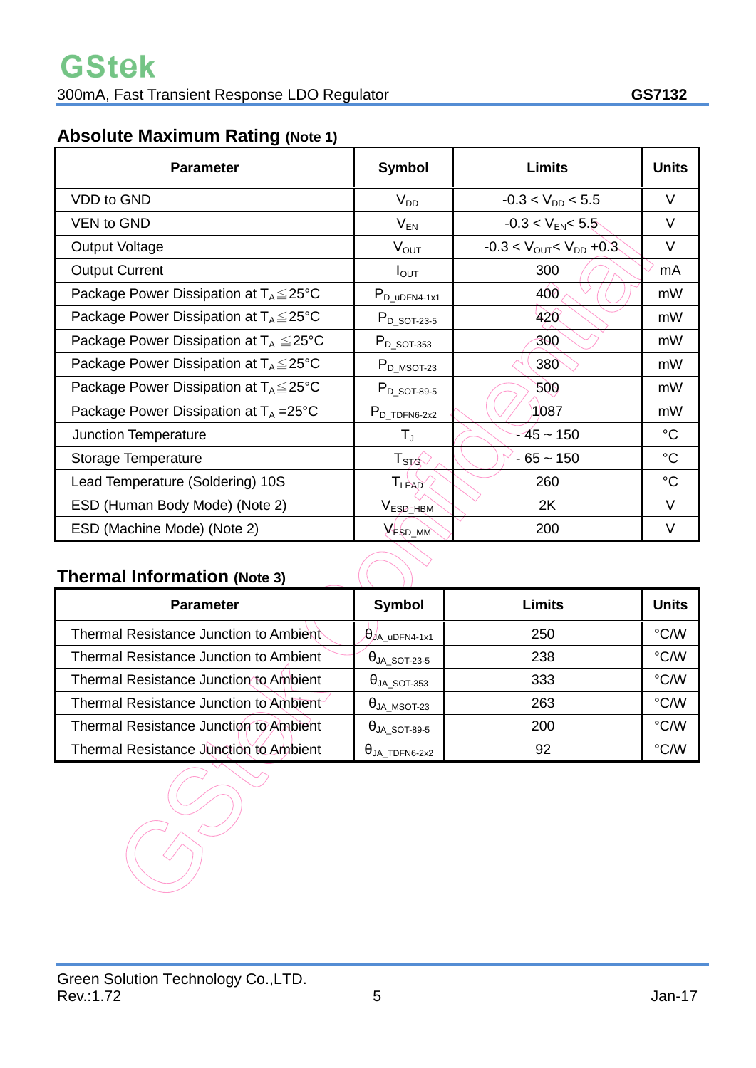## Absolute Maximum Rating (Note 1)

| Parameter | Symbol | Limits | Units |
|---|---|---|---|
| VDD to GND | $V_{DD}$ | $-0.3 < V_{DD} < 5.5$ | V |
| VEN to GND | $V_{EN}$ | $-0.3 < V_{EN} < 5.5$ | V |
| Output Voltage | $V_{OUT}$ | $-0.3 < V_{OUT} < V_{DD} + 0.3$ | V |
| Output Current | $I_{OUT}$ | 300 | mA |
| Package Power Dissipation at $T_A \leqq 25°C$ | $P_{D\_uDFN4\text{-}1x1}$ | 400 | mW |
| Package Power Dissipation at $T_A \leqq 25°C$ | $P_{D\_SOT\text{-}23\text{-}5}$ | 420 | mW |
| Package Power Dissipation at $T_A \leqq 25°C$ | $P_{D\_SOT\text{-}353}$ | 300 | mW |
| Package Power Dissipation at $T_A \leqq 25°C$ | $P_{D\_MSOT\text{-}23}$ | 380 | mW |
| Package Power Dissipation at $T_A \leqq 25°C$ | $P_{D\_SOT\text{-}89\text{-}5}$ | 500 | mW |
| Package Power Dissipation at $T_A = 25°C$ | $P_{D\_TDFN6\text{-}2x2}$ | 1087 | mW |
| Junction Temperature | $T_J$ | - 45 ~ 150 | °C |
| Storage Temperature | $T_{STG}$ | - 65 ~ 150 | °C |
| Lead Temperature (Soldering) 10S | $T_{LEAD}$ | 260 | °C |
| ESD (Human Body Mode) (Note 2) | $V_{ESD\_HBM}$ | 2K | V |
| ESD (Machine Mode) (Note 2) | $V_{ESD\_MM}$ | 200 | V |

## Thermal Information (Note 3)

| Parameter | Symbol | Limits | Units |
|---|---|---|---|
| Thermal Resistance Junction to Ambient | $\theta_{JA\_uDFN4\text{-}1x1}$ | 250 | °C/W |
| Thermal Resistance Junction to Ambient | $\theta_{JA\_SOT\text{-}23\text{-}5}$ | 238 | °C/W |
| Thermal Resistance Junction to Ambient | $\theta_{JA\_SOT\text{-}353}$ | 333 | °C/W |
| Thermal Resistance Junction to Ambient | $\theta_{JA\_MSOT\text{-}23}$ | 263 | °C/W |
| Thermal Resistance Junction to Ambient | $\theta_{JA\_SOT\text{-}89\text{-}5}$ | 200 | °C/W |
| Thermal Resistance Junction to Ambient | $\theta_{JA\_TDFN6\text{-}2x2}$ | 92 | °C/W |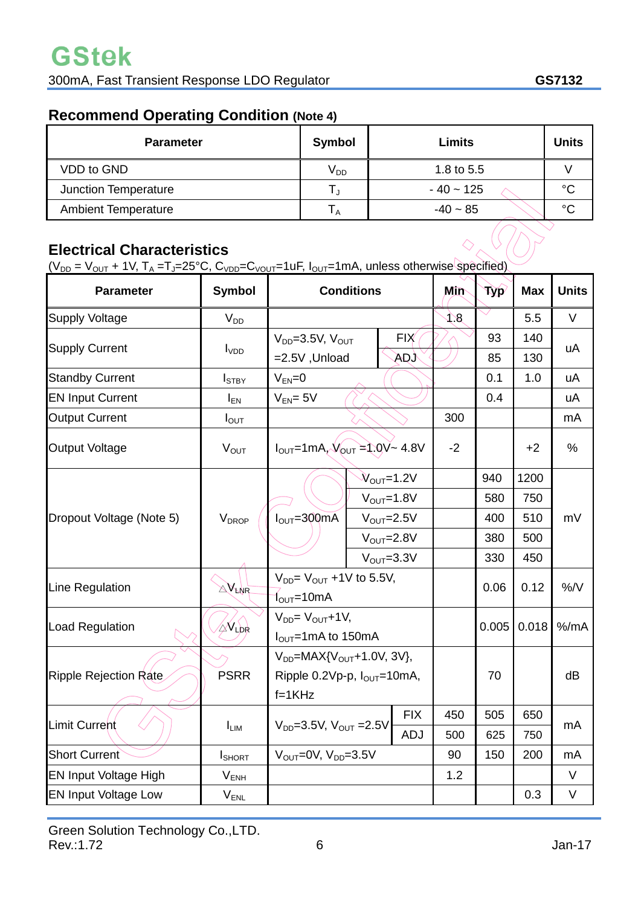## Recommend Operating Condition (Note 4)

| Parameter | Symbol | Limits | Units |
|---|---|---|---|
| VDD to GND | $V_{DD}$ | 1.8 to 5.5 | V |
| Junction Temperature | $T_J$ | - 40 ~ 125 | °C |
| Ambient Temperature | $T_A$ | -40 ~ 85 | °C |

## Electrical Characteristics

($V_{DD}$ = $V_{OUT}$ + 1V, $T_A$ =$T_J$=25°C, $C_{VDD}$=$C_{VOUT}$=1uF, $I_{OUT}$=1mA, unless otherwise specified)

| Parameter | Symbol | Conditions | | Min | Typ | Max | Units |
|---|---|---|---|---|---|---|---|
| Supply Voltage | $V_{DD}$ | | | 1.8 | | 5.5 | V |
| Supply Current | $I_{VDD}$ | $V_{DD}$=3.5V, $V_{OUT}$ =2.5V ,Unload | FIX | | 93 | 140 | uA |
| | | | ADJ | | 85 | 130 | |
| Standby Current | $I_{STBY}$ | $V_{EN}$=0 | | | 0.1 | 1.0 | uA |
| EN Input Current | $I_{EN}$ | $V_{EN}$= 5V | | | 0.4 | | uA |
| Output Current | $I_{OUT}$ | | | 300 | | | mA |
| Output Voltage | $V_{OUT}$ | $I_{OUT}$=1mA, $V_{OUT}$ =1.0V~ 4.8V | | -2 | | +2 | % |
| Dropout Voltage (Note 5) | $V_{DROP}$ | $I_{OUT}$=300mA | $V_{OUT}$=1.2V | | 940 | 1200 | mV |
| | | | $V_{OUT}$=1.8V | | 580 | 750 | |
| | | | $V_{OUT}$=2.5V | | 400 | 510 | |
| | | | $V_{OUT}$=2.8V | | 380 | 500 | |
| | | | $V_{OUT}$=3.3V | | 330 | 450 | |
| Line Regulation | $\triangle V_{LNR}$ | $V_{DD}$= $V_{OUT}$ +1V to 5.5V, $I_{OUT}$=10mA | | | 0.06 | 0.12 | %/V |
| Load Regulation | $\triangle V_{LDR}$ | $V_{DD}$= $V_{OUT}$+1V, $I_{OUT}$=1mA to 150mA | | | 0.005 | 0.018 | %/mA |
| Ripple Rejection Rate | PSRR | $V_{DD}$=MAX{$V_{OUT}$+1.0V, 3V}, Ripple 0.2Vp-p, $I_{OUT}$=10mA, f=1KHz | | | 70 | | dB |
| Limit Current | $I_{LIM}$ | $V_{DD}$=3.5V, $V_{OUT}$ =2.5V | FIX | 450 | 505 | 650 | mA |
| | | | ADJ | 500 | 625 | 750 | |
| Short Current | $I_{SHORT}$ | $V_{OUT}$=0V, $V_{DD}$=3.5V | | 90 | 150 | 200 | mA |
| EN Input Voltage High | $V_{ENH}$ | | | 1.2 | | | V |
| EN Input Voltage Low | $V_{ENL}$ | | | | | 0.3 | V |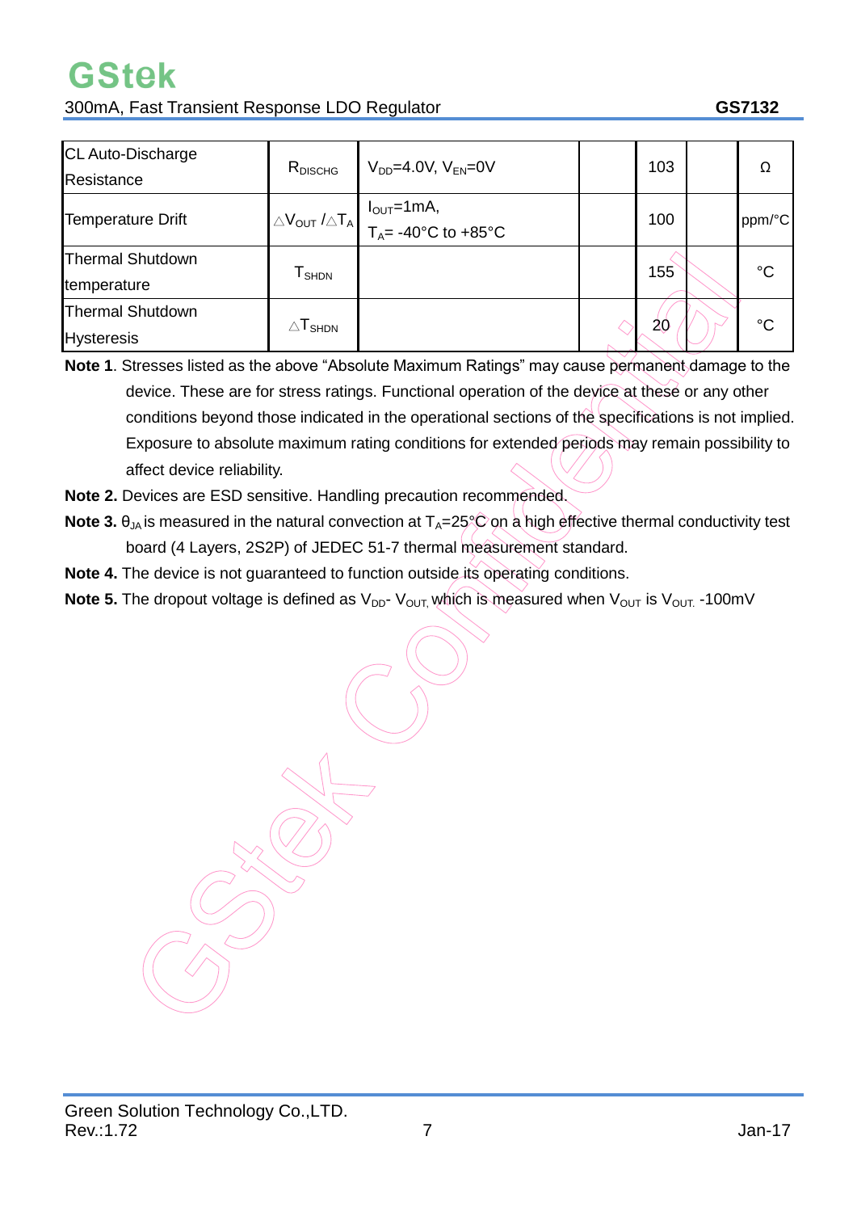| CL Auto-Discharge Resistance | $R_{DISCHG}$ | $V_{DD}$=4.0V, $V_{EN}$=0V | | 103 | | Ω |
|---|---|---|---|---|---|---|
| Temperature Drift | $\triangle V_{OUT}$ / $\triangle T_A$ | $I_{OUT}$=1mA, $T_A$= -40°C to +85°C | | 100 | | ppm/°C |
| Thermal Shutdown temperature | $T_{SHDN}$ | | | 155 | | °C |
| Thermal Shutdown Hysteresis | $\triangle T_{SHDN}$ | | | 20 | | °C |

**Note 1**. Stresses listed as the above "Absolute Maximum Ratings" may cause permanent damage to the device. These are for stress ratings. Functional operation of the device at these or any other conditions beyond those indicated in the operational sections of the specifications is not implied. Exposure to absolute maximum rating conditions for extended periods may remain possibility to affect device reliability.

**Note 2.** Devices are ESD sensitive. Handling precaution recommended.

**Note 3.** $\theta_{JA}$ is measured in the natural convection at $T_A$=25°C on a high effective thermal conductivity test board (4 Layers, 2S2P) of JEDEC 51-7 thermal measurement standard.

**Note 4.** The device is not guaranteed to function outside its operating conditions.

**Note 5.** The dropout voltage is defined as $V_{DD}$- $V_{OUT}$, which is measured when $V_{OUT}$ is $V_{OUT}$ -100mV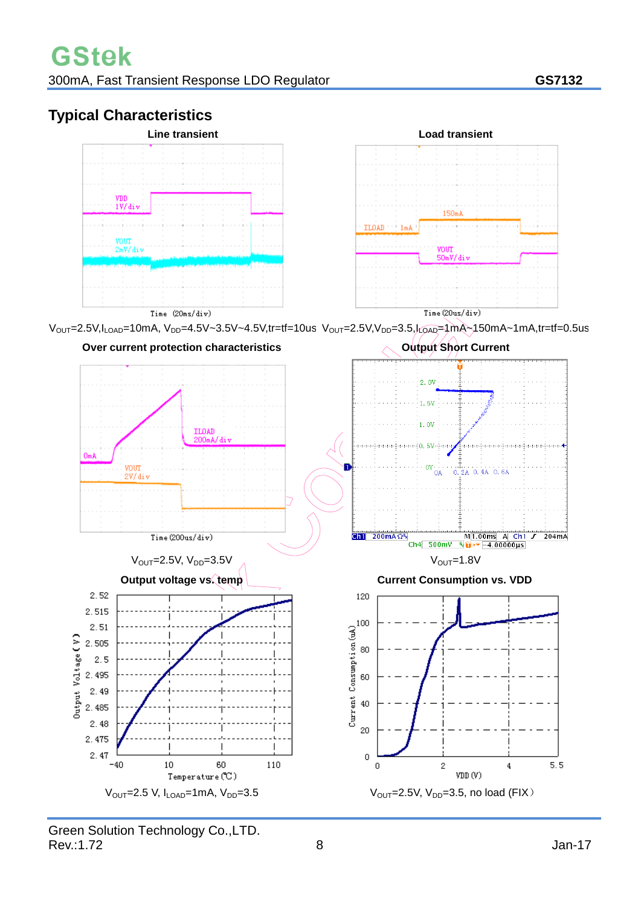## Typical Characteristics

**Line transient**

$V_{OUT}$=2.5V,$I_{LOAD}$=10mA, $V_{DD}$=4.5V~3.5V~4.5V,tr=tf=10us

**Load transient**

$V_{OUT}$=2.5V,$V_{DD}$=3.5,$I_{LOAD}$=1mA~150mA~1mA,tr=tf=0.5us

**Over current protection characteristics**

$V_{OUT}$=2.5V, $V_{DD}$=3.5V

**Output Short Current**

$V_{OUT}$=1.8V

**Output voltage vs. temp**

$V_{OUT}$=2.5 V, $I_{LOAD}$=1mA, $V_{DD}$=3.5

**Current Consumption vs. VDD**

$V_{OUT}$=2.5V, $V_{DD}$=3.5, no load (FIX)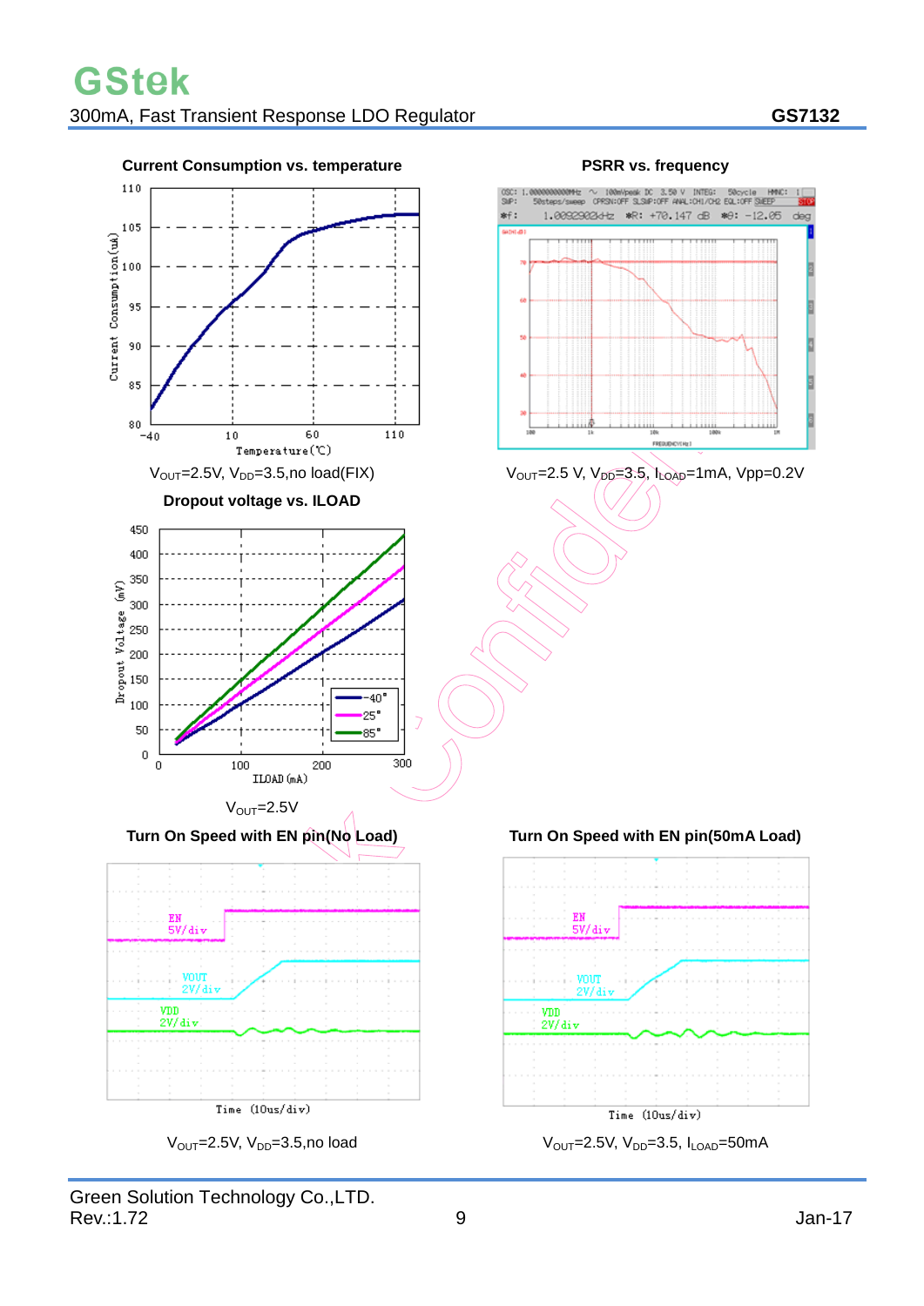**Current Consumption vs. temperature**

$V_{OUT}$=2.5V, $V_{DD}$=3.5,no load(FIX)

**PSRR vs. frequency**

$V_{OUT}$=2.5 V, $V_{DD}$=3.5, $I_{LOAD}$=1mA, Vpp=0.2V

**Dropout voltage vs. ILOAD**

$V_{OUT}$=2.5V

**Turn On Speed with EN pin(No Load)**

$V_{OUT}$=2.5V, $V_{DD}$=3.5,no load

**Turn On Speed with EN pin(50mA Load)**

$V_{OUT}$=2.5V, $V_{DD}$=3.5, $I_{LOAD}$=50mA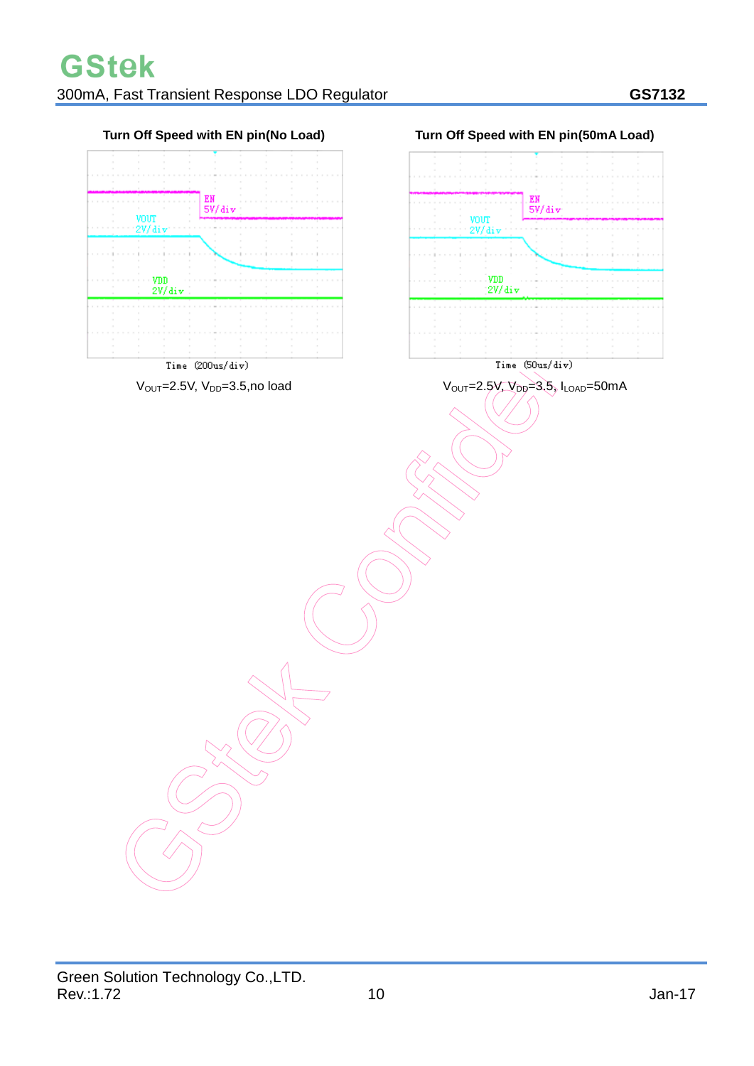**Turn Off Speed with EN pin(No Load)**

EN 5V/div

VOUT 2V/div

VDD 2V/div

Time (200us/div)

$V_{OUT}$=2.5V, $V_{DD}$=3.5,no load

**Turn Off Speed with EN pin(50mA Load)**

EN 5V/div

VOUT 2V/div

VDD 2V/div

Time (50us/div)

$V_{OUT}$=2.5V, $V_{DD}$=3.5, $I_{LOAD}$=50mA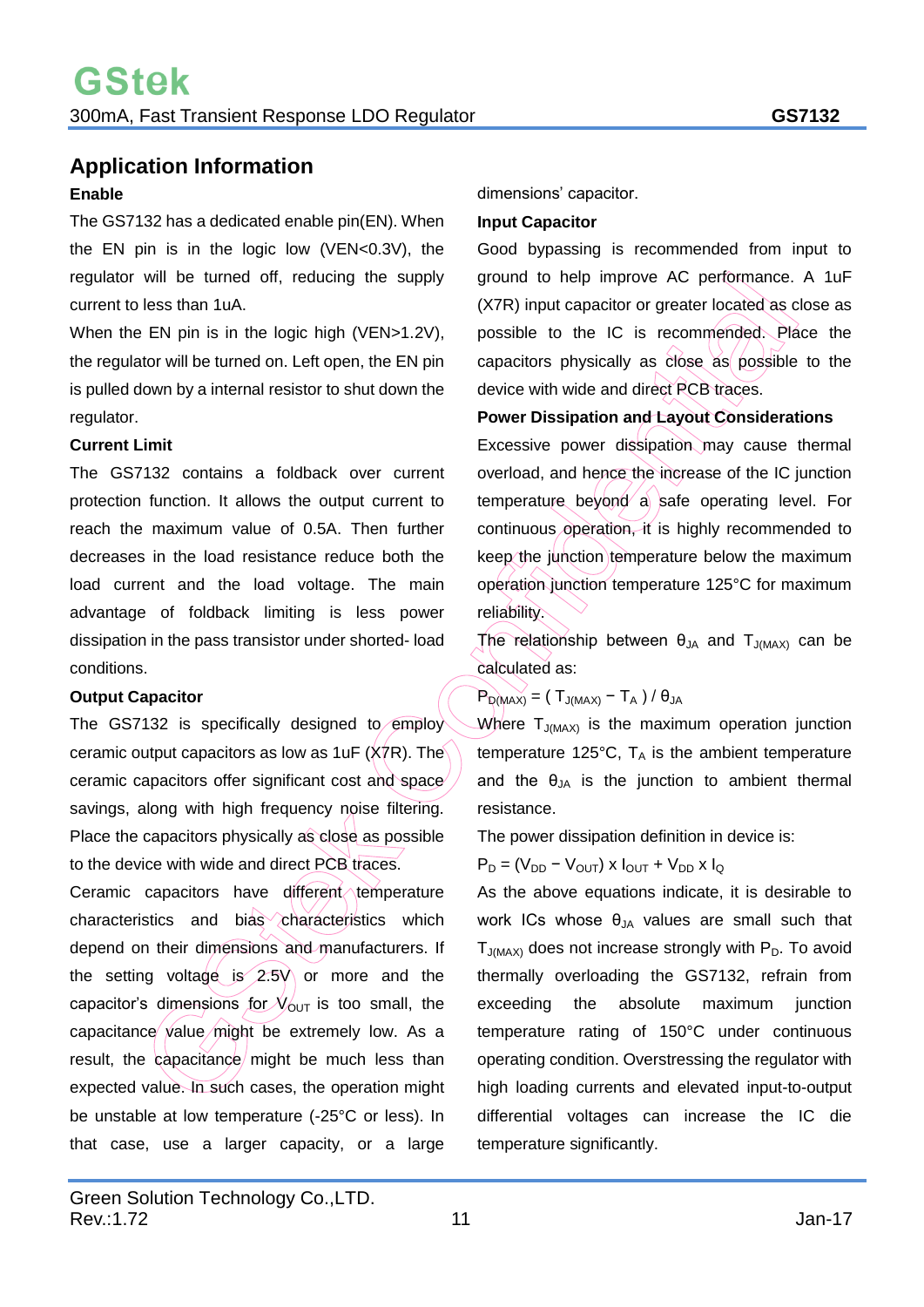## Application Information

### Enable

The GS7132 has a dedicated enable pin(EN). When the EN pin is in the logic low (VEN<0.3V), the regulator will be turned off, reducing the supply current to less than 1uA.

When the EN pin is in the logic high (VEN>1.2V), the regulator will be turned on. Left open, the EN pin is pulled down by a internal resistor to shut down the regulator.

### Current Limit

The GS7132 contains a foldback over current protection function. It allows the output current to reach the maximum value of 0.5A. Then further decreases in the load resistance reduce both the load current and the load voltage. The main advantage of foldback limiting is less power dissipation in the pass transistor under shorted- load conditions.

### Output Capacitor

The GS7132 is specifically designed to employ ceramic output capacitors as low as 1uF (X7R). The ceramic capacitors offer significant cost and space savings, along with high frequency noise filtering. Place the capacitors physically as close as possible to the device with wide and direct PCB traces.

Ceramic capacitors have different temperature characteristics and bias characteristics which depend on their dimensions and manufacturers. If the setting voltage is 2.5V or more and the capacitor's dimensions for $V_{OUT}$ is too small, the capacitance value might be extremely low. As a result, the capacitance might be much less than expected value. In such cases, the operation might be unstable at low temperature (-25°C or less). In that case, use a larger capacity, or a large dimensions' capacitor.

### Input Capacitor

Good bypassing is recommended from input to ground to help improve AC performance. A 1uF (X7R) input capacitor or greater located as close as possible to the IC is recommended. Place the capacitors physically as close as possible to the device with wide and direct PCB traces.

### Power Dissipation and Layout Considerations

Excessive power dissipation may cause thermal overload, and hence the increase of the IC junction temperature beyond a safe operating level. For continuous operation, it is highly recommended to keep the junction temperature below the maximum operation junction temperature 125°C for maximum reliability.

The relationship between $\theta_{JA}$ and $T_{J(MAX)}$ can be calculated as:

$$P_{D(MAX)} = ( T_{J(MAX)} - T_A ) / \theta_{JA}$$

Where $T_{J(MAX)}$ is the maximum operation junction temperature 125°C, $T_A$ is the ambient temperature and the $\theta_{JA}$ is the junction to ambient thermal resistance.

The power dissipation definition in device is:

$$P_D = (V_{DD} - V_{OUT}) \times I_{OUT} + V_{DD} \times I_Q$$

As the above equations indicate, it is desirable to work ICs whose $\theta_{JA}$ values are small such that $T_{J(MAX)}$ does not increase strongly with $P_D$. To avoid thermally overloading the GS7132, refrain from exceeding the absolute maximum junction temperature rating of 150°C under continuous operating condition. Overstressing the regulator with high loading currents and elevated input-to-output differential voltages can increase the IC die temperature significantly.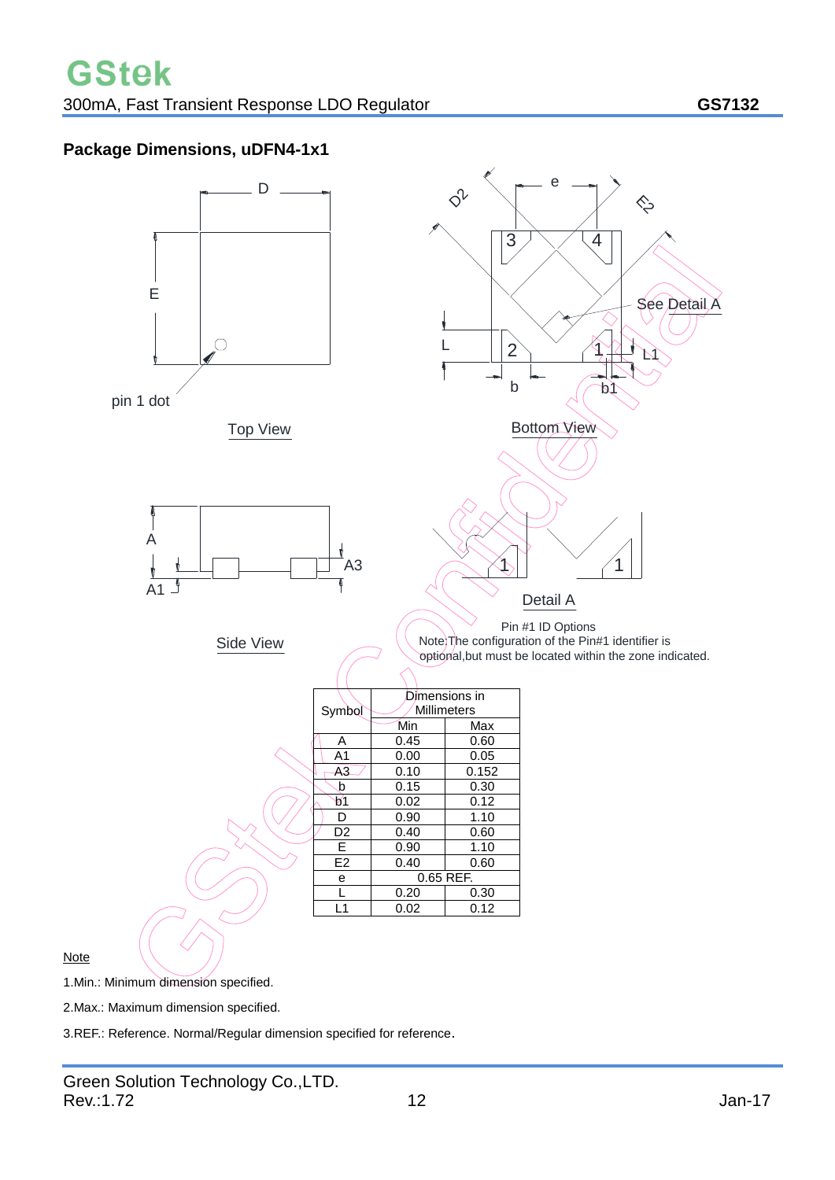## Package Dimensions, uDFN4-1x1

Top View

Bottom View

Side View

Detail A

Pin #1 ID Options

Note:The configuration of the Pin#1 identifier is optional,but must be located within the zone indicated.

| Symbol | Dimensions in Millimeters | |
|---|---|---|
| | Min | Max |
| A | 0.45 | 0.60 |
| A1 | 0.00 | 0.05 |
| A3 | 0.10 | 0.152 |
| b | 0.15 | 0.30 |
| b1 | 0.02 | 0.12 |
| D | 0.90 | 1.10 |
| D2 | 0.40 | 0.60 |
| E | 0.90 | 1.10 |
| E2 | 0.40 | 0.60 |
| e | 0.65 REF. | |
| L | 0.20 | 0.30 |
| L1 | 0.02 | 0.12 |

Note

1.Min.: Minimum dimension specified.

2.Max.: Maximum dimension specified.

3.REF.: Reference. Normal/Regular dimension specified for reference.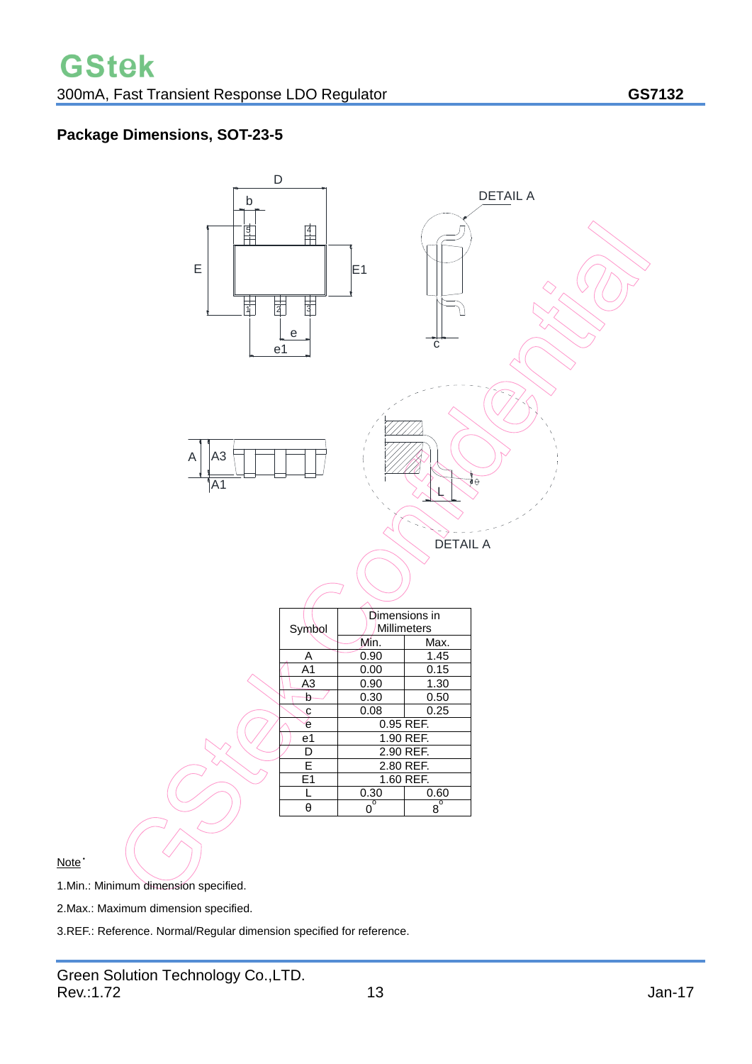## Package Dimensions, SOT-23-5

| Symbol | Dimensions in Millimeters | |
|---|---|---|
| | Min. | Max. |
| A | 0.90 | 1.45 |
| A1 | 0.00 | 0.15 |
| A3 | 0.90 | 1.30 |
| b | 0.30 | 0.50 |
| c | 0.08 | 0.25 |
| e | 0.95 REF. | |
| e1 | 1.90 REF. | |
| D | 2.90 REF. | |
| E | 2.80 REF. | |
| E1 | 1.60 REF. | |
| L | 0.30 | 0.60 |
| θ | 0° | 8° |

Note:

1.Min.: Minimum dimension specified.

2.Max.: Maximum dimension specified.

3.REF.: Reference. Normal/Regular dimension specified for reference.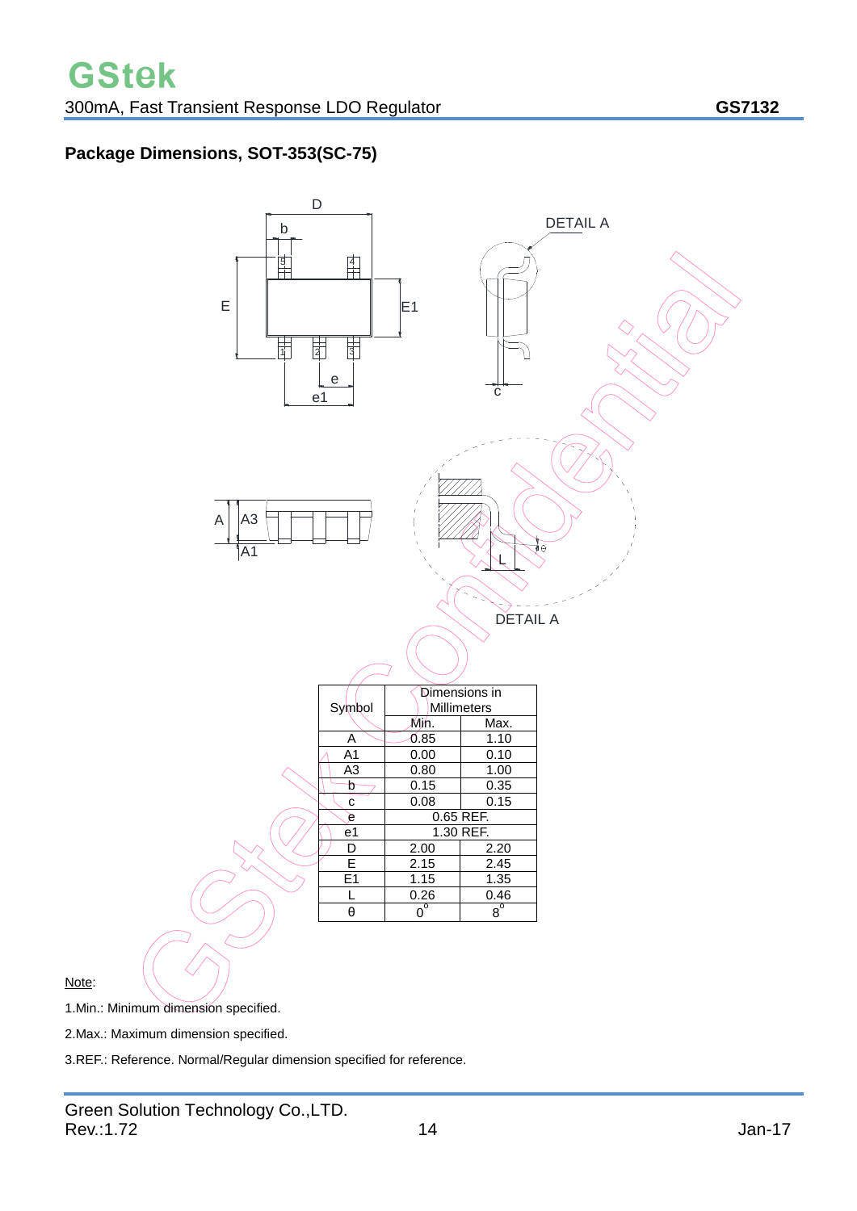## Package Dimensions, SOT-353(SC-75)

| Symbol | Dimensions in Millimeters | |
|---|---|---|
| | Min. | Max. |
| A | 0.85 | 1.10 |
| A1 | 0.00 | 0.10 |
| A3 | 0.80 | 1.00 |
| b | 0.15 | 0.35 |
| c | 0.08 | 0.15 |
| e | 0.65 REF. | |
| e1 | 1.30 REF. | |
| D | 2.00 | 2.20 |
| E | 2.15 | 2.45 |
| E1 | 1.15 | 1.35 |
| L | 0.26 | 0.46 |
| θ | 0° | 8° |

Note:

1.Min.: Minimum dimension specified.

2.Max.: Maximum dimension specified.

3.REF.: Reference. Normal/Regular dimension specified for reference.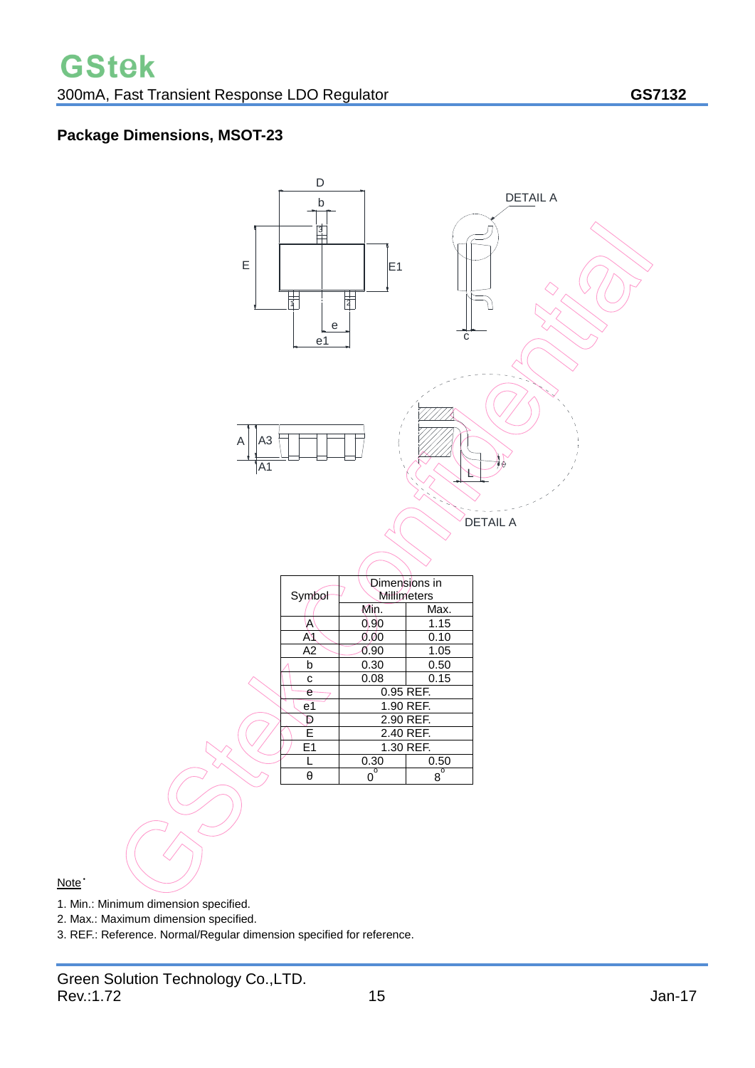## Package Dimensions, MSOT-23

| Symbol | Dimensions in Millimeters | |
|---|---|---|
| | Min. | Max. |
| A | 0.90 | 1.15 |
| A1 | 0.00 | 0.10 |
| A2 | 0.90 | 1.05 |
| b | 0.30 | 0.50 |
| c | 0.08 | 0.15 |
| e | 0.95 REF. | |
| e1 | 1.90 REF. | |
| D | 2.90 REF. | |
| E | 2.40 REF. | |
| E1 | 1.30 REF. | |
| L | 0.30 | 0.50 |
| θ | $0^{\circ}$ | $8^{\circ}$ |

Note:

1. Min.: Minimum dimension specified.
2. Max.: Maximum dimension specified.
3. REF.: Reference. Normal/Regular dimension specified for reference.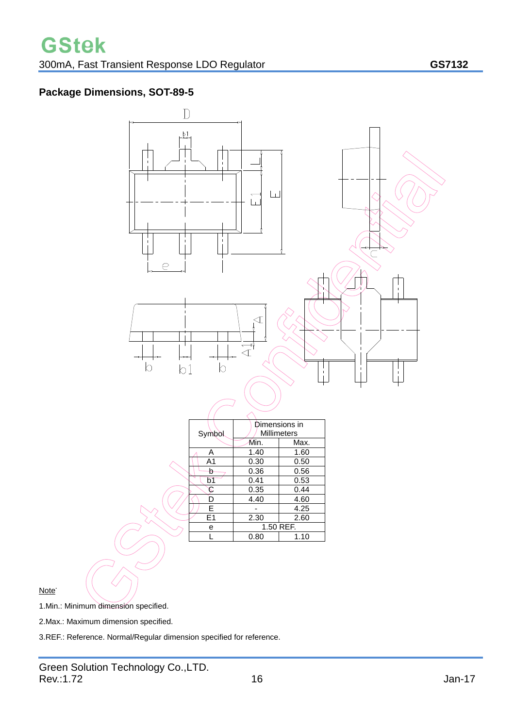## Package Dimensions, SOT-89-5

| Symbol | Dimensions in Millimeters | |
|---|---|---|
| | Min. | Max. |
| A | 1.40 | 1.60 |
| A1 | 0.30 | 0.50 |
| b | 0.36 | 0.56 |
| b1 | 0.41 | 0.53 |
| C | 0.35 | 0.44 |
| D | 4.40 | 4.60 |
| E | - | 4.25 |
| E1 | 2.30 | 2.60 |
| e | 1.50 REF. | |
| L | 0.80 | 1.10 |

Note:

1.Min.: Minimum dimension specified.

2.Max.: Maximum dimension specified.

3.REF.: Reference. Normal/Regular dimension specified for reference.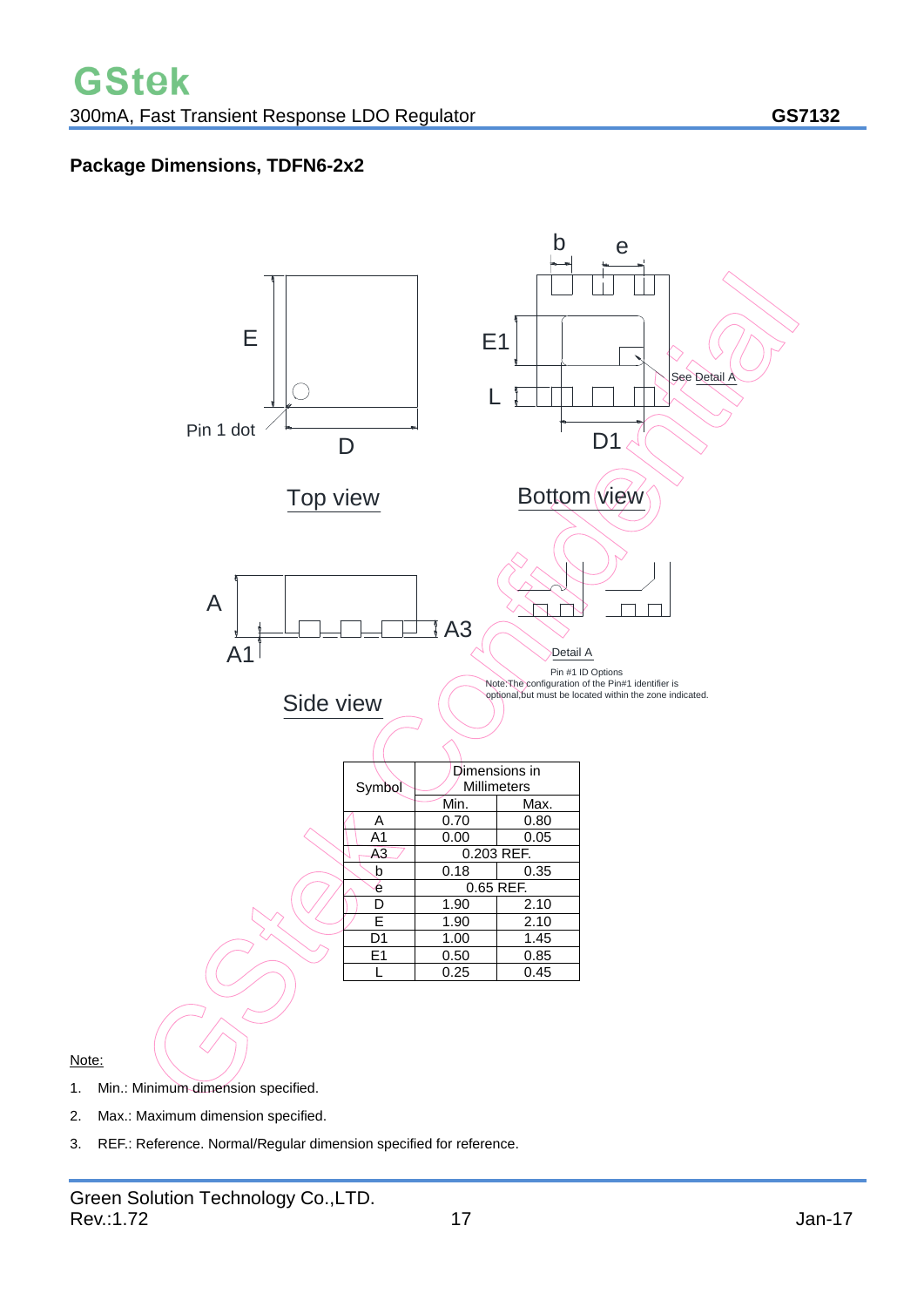## Package Dimensions, TDFN6-2x2

Top view

Bottom view

Side view

Detail A

Pin #1 ID Options
Note:The configuration of the Pin#1 identifier is optional,but must be located within the zone indicated.

| Symbol | Dimensions in Millimeters | |
|---|---|---|
| | Min. | Max. |
| A | 0.70 | 0.80 |
| A1 | 0.00 | 0.05 |
| A3 | 0.203 REF. | |
| b | 0.18 | 0.35 |
| e | 0.65 REF. | |
| D | 1.90 | 2.10 |
| E | 1.90 | 2.10 |
| D1 | 1.00 | 1.45 |
| E1 | 0.50 | 0.85 |
| L | 0.25 | 0.45 |

Note:

1. Min.: Minimum dimension specified.
2. Max.: Maximum dimension specified.
3. REF.: Reference. Normal/Regular dimension specified for reference.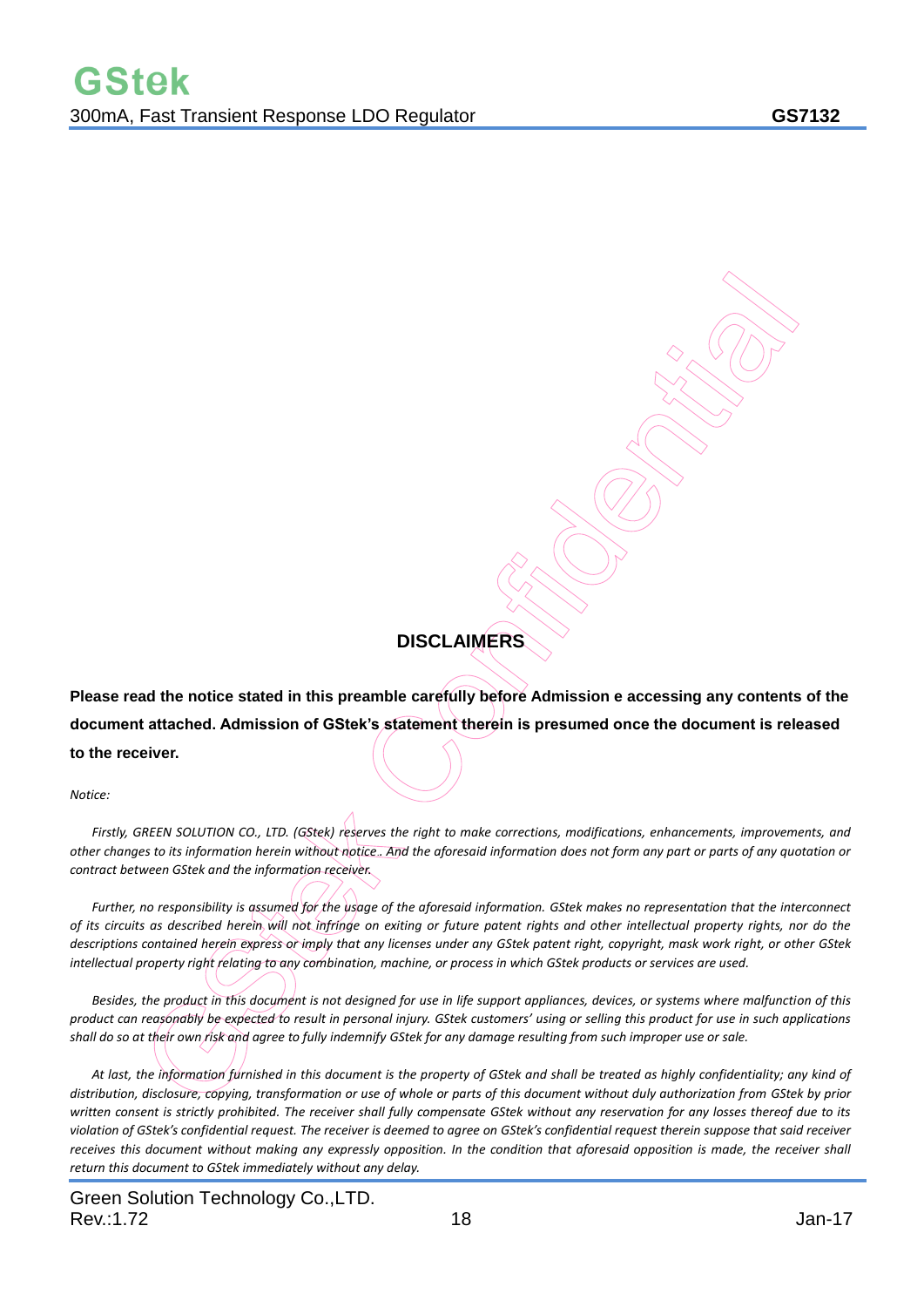## DISCLAIMERS

**Please read the notice stated in this preamble carefully before Admission e accessing any contents of the document attached. Admission of GStek's statement therein is presumed once the document is released to the receiver.**

*Notice:*

*Firstly, GREEN SOLUTION CO., LTD. (GStek) reserves the right to make corrections, modifications, enhancements, improvements, and other changes to its information herein without notice.. And the aforesaid information does not form any part or parts of any quotation or contract between GStek and the information receiver.*

*Further, no responsibility is assumed for the usage of the aforesaid information. GStek makes no representation that the interconnect of its circuits as described herein will not infringe on exiting or future patent rights and other intellectual property rights, nor do the descriptions contained herein express or imply that any licenses under any GStek patent right, copyright, mask work right, or other GStek intellectual property right relating to any combination, machine, or process in which GStek products or services are used.*

*Besides, the product in this document is not designed for use in life support appliances, devices, or systems where malfunction of this product can reasonably be expected to result in personal injury. GStek customers' using or selling this product for use in such applications shall do so at their own risk and agree to fully indemnify GStek for any damage resulting from such improper use or sale.*

*At last, the information furnished in this document is the property of GStek and shall be treated as highly confidentiality; any kind of distribution, disclosure, copying, transformation or use of whole or parts of this document without duly authorization from GStek by prior written consent is strictly prohibited. The receiver shall fully compensate GStek without any reservation for any losses thereof due to its violation of GStek's confidential request. The receiver is deemed to agree on GStek's confidential request therein suppose that said receiver receives this document without making any expressly opposition. In the condition that aforesaid opposition is made, the receiver shall return this document to GStek immediately without any delay.*